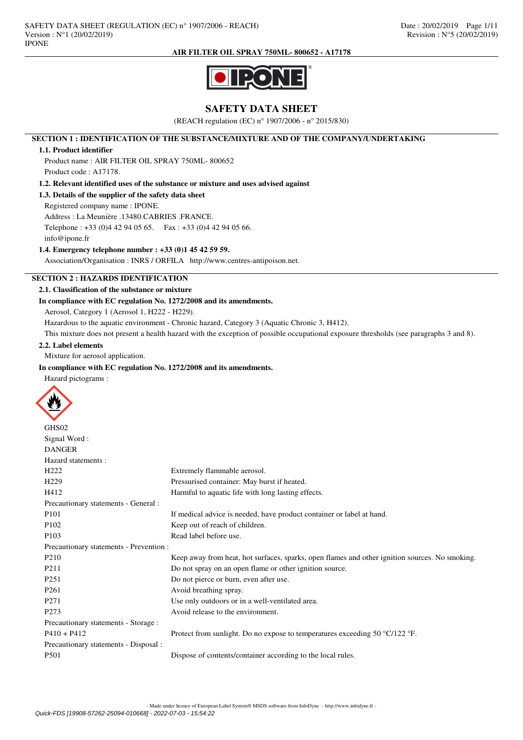# SAFETY DATA SHEET

(REACH regulation (EC) n° 1907/2006 - n° 2015/830)

## SECTION 1 : IDENTIFICATION OF THE SUBSTANCE/MIXTURE AND OF THE COMPANY/UNDERTAKING

### 1.1. Product identifier

Product name : AIR FILTER OIL SPRAY 750ML- 800652

Product code : A17178.

### 1.2. Relevant identified uses of the substance or mixture and uses advised against

### 1.3. Details of the supplier of the safety data sheet

Registered company name : IPONE.

Address : La Meunière .13480.CABRIES .FRANCE.

Telephone : +33 (0)4 42 94 05 65. Fax : +33 (0)4 42 94 05 66.

info@ipone.fr

### 1.4. Emergency telephone number : +33 (0)1 45 42 59 59.

Association/Organisation : INRS / ORFILA http://www.centres-antipoison.net.

## SECTION 2 : HAZARDS IDENTIFICATION

### 2.1. Classification of the substance or mixture

**In compliance with EC regulation No. 1272/2008 and its amendments.**

Aerosol, Category 1 (Aerosol 1, H222 - H229).

Hazardous to the aquatic environment - Chronic hazard, Category 3 (Aquatic Chronic 3, H412).

This mixture does not present a health hazard with the exception of possible occupational exposure thresholds (see paragraphs 3 and 8).

### 2.2. Label elements

Mixture for aerosol application.

**In compliance with EC regulation No. 1272/2008 and its amendments.**

Hazard pictograms :

GHS02

Signal Word :

DANGER

Hazard statements :

| | |
|---|---|
| H222 | Extremely flammable aerosol. |
| H229 | Pressurised container: May burst if heated. |
| H412 | Harmful to aquatic life with long lasting effects. |
| Precautionary statements - General : | |
| P101 | If medical advice is needed, have product container or label at hand. |
| P102 | Keep out of reach of children. |
| P103 | Read label before use. |
| Precautionary statements - Prevention : | |
| P210 | Keep away from heat, hot surfaces, sparks, open flames and other ignition sources. No smoking. |
| P211 | Do not spray on an open flame or other ignition source. |
| P251 | Do not pierce or burn, even after use. |
| P261 | Avoid breathing spray. |
| P271 | Use only outdoors or in a well-ventilated area. |
| P273 | Avoid release to the environment. |
| Precautionary statements - Storage : | |
| P410 + P412 | Protect from sunlight. Do no expose to temperatures exceeding 50 °C/122 °F. |
| Precautionary statements - Disposal : | |
| P501 | Dispose of contents/container according to the local rules. |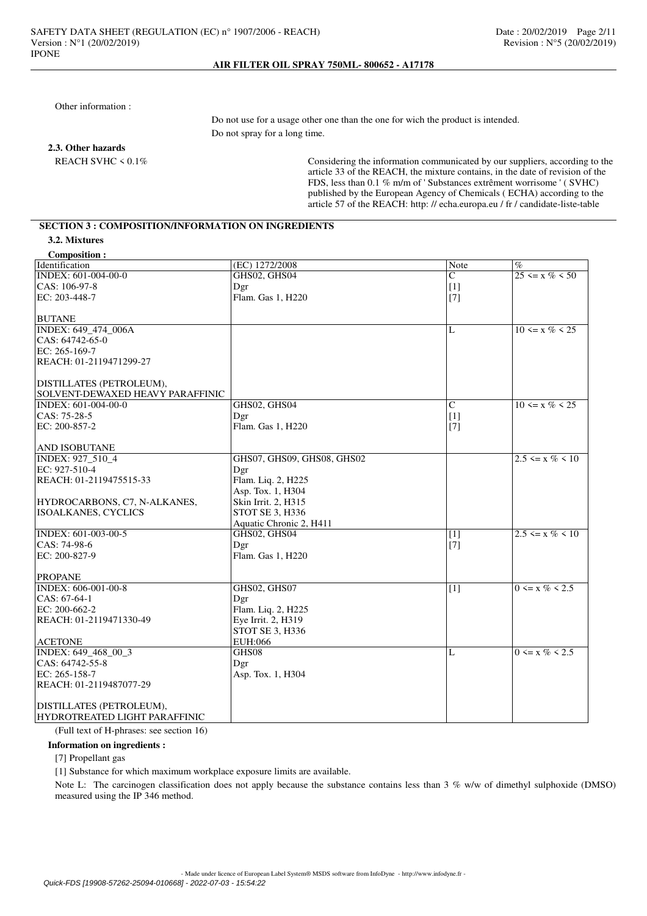Other information :

Do not use for a usage other one than the one for wich the product is intended.

Do not spray for a long time.

### 2.3. Other hazards

REACH SVHC < 0.1%

Considering the information communicated by our suppliers, according to the article 33 of the REACH, the mixture contains, in the date of revision of the FDS, less than 0.1 % m/m of ' Substances extrêment worrisome ' ( SVHC) published by the European Agency of Chemicals ( ECHA) according to the article 57 of the REACH: http: // echa.europa.eu / fr / candidate-liste-table

## SECTION 3 : COMPOSITION/INFORMATION ON INGREDIENTS

### 3.2. Mixtures

**Composition :**

| Identification | (EC) 1272/2008 | Note | % |
|---|---|---|---|
| INDEX: 601-004-00-0<br>CAS: 106-97-8<br>EC: 203-448-7<br><br>BUTANE | GHS02, GHS04<br>Dgr<br>Flam. Gas 1, H220 | C<br>[1]<br>[7] | 25 <= x % < 50 |
| INDEX: 649_474_006A<br>CAS: 64742-65-0<br>EC: 265-169-7<br>REACH: 01-2119471299-27<br><br>DISTILLATES (PETROLEUM), SOLVENT-DEWAXED HEAVY PARAFFINIC | | L | 10 <= x % < 25 |
| INDEX: 601-004-00-0<br>CAS: 75-28-5<br>EC: 200-857-2<br><br>AND ISOBUTANE | GHS02, GHS04<br>Dgr<br>Flam. Gas 1, H220 | C<br>[1]<br>[7] | 10 <= x % < 25 |
| INDEX: 927_510_4<br>EC: 927-510-4<br>REACH: 01-2119475515-33<br><br>HYDROCARBONS, C7, N-ALKANES, ISOALKANES, CYCLICS | GHS07, GHS09, GHS08, GHS02<br>Dgr<br>Flam. Liq. 2, H225<br>Asp. Tox. 1, H304<br>Skin Irrit. 2, H315<br>STOT SE 3, H336<br>Aquatic Chronic 2, H411 | | 2.5 <= x % < 10 |
| INDEX: 601-003-00-5<br>CAS: 74-98-6<br>EC: 200-827-9<br><br>PROPANE | GHS02, GHS04<br>Dgr<br>Flam. Gas 1, H220 | [1]<br>[7] | 2.5 <= x % < 10 |
| INDEX: 606-001-00-8<br>CAS: 67-64-1<br>EC: 200-662-2<br>REACH: 01-2119471330-49<br><br>ACETONE | GHS02, GHS07<br>Dgr<br>Flam. Liq. 2, H225<br>Eye Irrit. 2, H319<br>STOT SE 3, H336<br>EUH:066 | [1] | 0 <= x % < 2.5 |
| INDEX: 649_468_00_3<br>CAS: 64742-55-8<br>EC: 265-158-7<br>REACH: 01-2119487077-29<br><br>DISTILLATES (PETROLEUM), HYDROTREATED LIGHT PARAFFINIC | GHS08<br>Dgr<br>Asp. Tox. 1, H304 | L | 0 <= x % < 2.5 |

(Full text of H-phrases: see section 16)

**Information on ingredients :**

[7] Propellant gas

[1] Substance for which maximum workplace exposure limits are available.

Note L: The carcinogen classification does not apply because the substance contains less than 3 % w/w of dimethyl sulphoxide (DMSO) measured using the IP 346 method.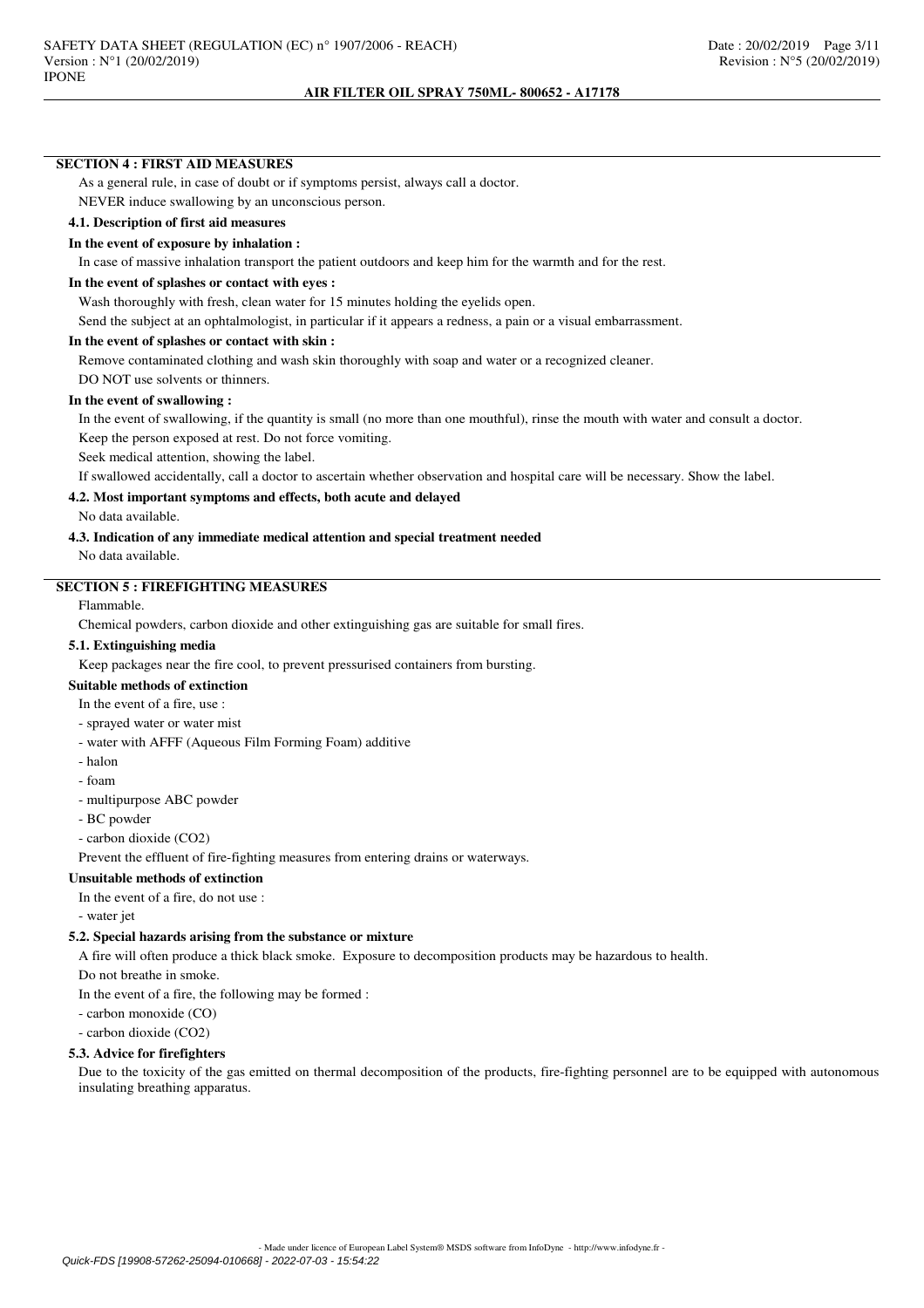## SECTION 4 : FIRST AID MEASURES

As a general rule, in case of doubt or if symptoms persist, always call a doctor.

NEVER induce swallowing by an unconscious person.

### 4.1. Description of first aid measures

**In the event of exposure by inhalation :**

In case of massive inhalation transport the patient outdoors and keep him for the warmth and for the rest.

**In the event of splashes or contact with eyes :**

Wash thoroughly with fresh, clean water for 15 minutes holding the eyelids open.

Send the subject at an ophtalmologist, in particular if it appears a redness, a pain or a visual embarrassment.

**In the event of splashes or contact with skin :**

Remove contaminated clothing and wash skin thoroughly with soap and water or a recognized cleaner.

DO NOT use solvents or thinners.

**In the event of swallowing :**

In the event of swallowing, if the quantity is small (no more than one mouthful), rinse the mouth with water and consult a doctor.

Keep the person exposed at rest. Do not force vomiting.

Seek medical attention, showing the label.

If swallowed accidentally, call a doctor to ascertain whether observation and hospital care will be necessary. Show the label.

### 4.2. Most important symptoms and effects, both acute and delayed

No data available.

### 4.3. Indication of any immediate medical attention and special treatment needed

No data available.

## SECTION 5 : FIREFIGHTING MEASURES

Flammable.

Chemical powders, carbon dioxide and other extinguishing gas are suitable for small fires.

### 5.1. Extinguishing media

Keep packages near the fire cool, to prevent pressurised containers from bursting.

**Suitable methods of extinction**

In the event of a fire, use :

- sprayed water or water mist
- water with AFFF (Aqueous Film Forming Foam) additive
- halon
- foam
- multipurpose ABC powder
- BC powder
- carbon dioxide ($CO_2$)

Prevent the effluent of fire-fighting measures from entering drains or waterways.

**Unsuitable methods of extinction**

In the event of a fire, do not use :

- water jet

### 5.2. Special hazards arising from the substance or mixture

A fire will often produce a thick black smoke. Exposure to decomposition products may be hazardous to health.

Do not breathe in smoke.

In the event of a fire, the following may be formed :

- carbon monoxide (CO)
- carbon dioxide ($CO_2$)

### 5.3. Advice for firefighters

Due to the toxicity of the gas emitted on thermal decomposition of the products, fire-fighting personnel are to be equipped with autonomous insulating breathing apparatus.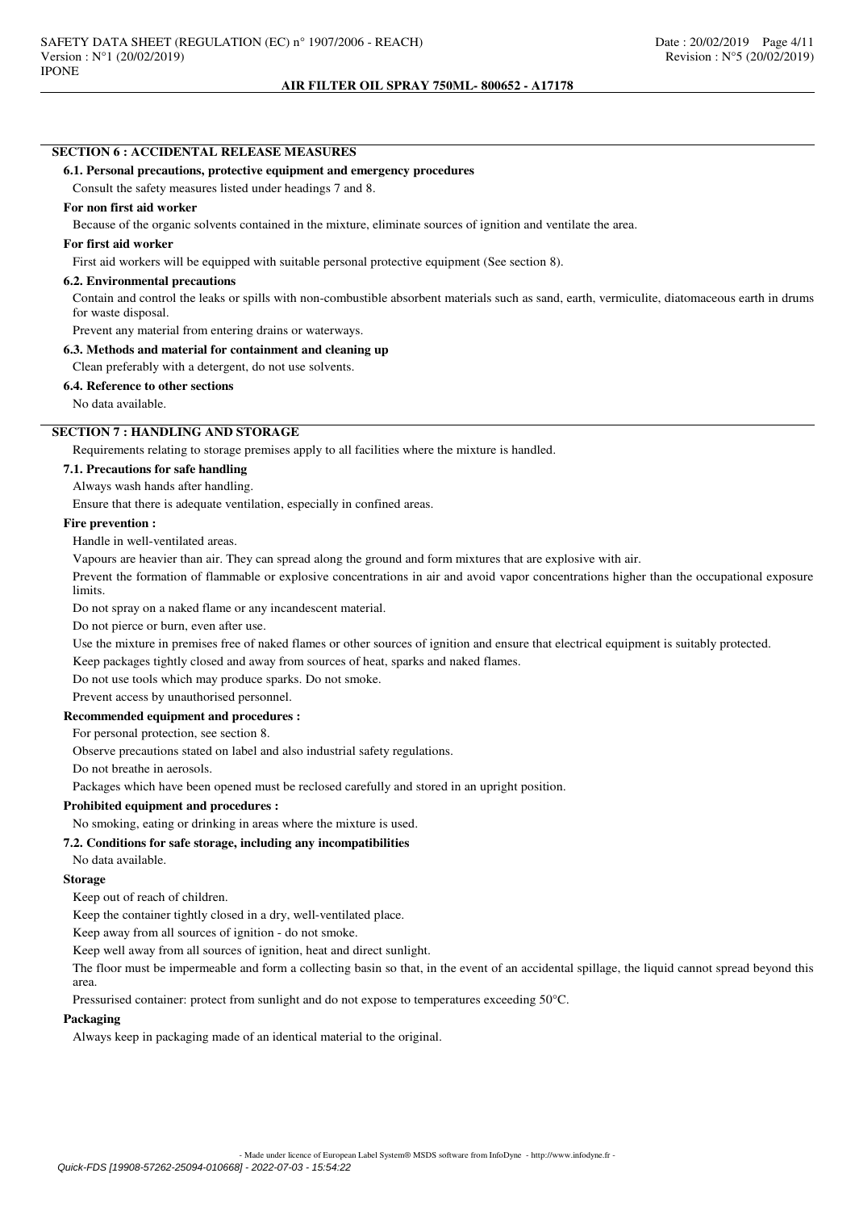## SECTION 6 : ACCIDENTAL RELEASE MEASURES

### 6.1. Personal precautions, protective equipment and emergency procedures

Consult the safety measures listed under headings 7 and 8.

**For non first aid worker**

Because of the organic solvents contained in the mixture, eliminate sources of ignition and ventilate the area.

**For first aid worker**

First aid workers will be equipped with suitable personal protective equipment (See section 8).

### 6.2. Environmental precautions

Contain and control the leaks or spills with non-combustible absorbent materials such as sand, earth, vermiculite, diatomaceous earth in drums for waste disposal.

Prevent any material from entering drains or waterways.

### 6.3. Methods and material for containment and cleaning up

Clean preferably with a detergent, do not use solvents.

### 6.4. Reference to other sections

No data available.

## SECTION 7 : HANDLING AND STORAGE

Requirements relating to storage premises apply to all facilities where the mixture is handled.

### 7.1. Precautions for safe handling

Always wash hands after handling.

Ensure that there is adequate ventilation, especially in confined areas.

**Fire prevention :**

Handle in well-ventilated areas.

Vapours are heavier than air. They can spread along the ground and form mixtures that are explosive with air.

Prevent the formation of flammable or explosive concentrations in air and avoid vapor concentrations higher than the occupational exposure limits.

Do not spray on a naked flame or any incandescent material.

Do not pierce or burn, even after use.

Use the mixture in premises free of naked flames or other sources of ignition and ensure that electrical equipment is suitably protected.

Keep packages tightly closed and away from sources of heat, sparks and naked flames.

Do not use tools which may produce sparks. Do not smoke.

Prevent access by unauthorised personnel.

**Recommended equipment and procedures :**

For personal protection, see section 8.

Observe precautions stated on label and also industrial safety regulations.

Do not breathe in aerosols.

Packages which have been opened must be reclosed carefully and stored in an upright position.

**Prohibited equipment and procedures :**

No smoking, eating or drinking in areas where the mixture is used.

### 7.2. Conditions for safe storage, including any incompatibilities

No data available.

**Storage**

Keep out of reach of children.

Keep the container tightly closed in a dry, well-ventilated place.

Keep away from all sources of ignition - do not smoke.

Keep well away from all sources of ignition, heat and direct sunlight.

The floor must be impermeable and form a collecting basin so that, in the event of an accidental spillage, the liquid cannot spread beyond this area.

Pressurised container: protect from sunlight and do not expose to temperatures exceeding 50°C.

**Packaging**

Always keep in packaging made of an identical material to the original.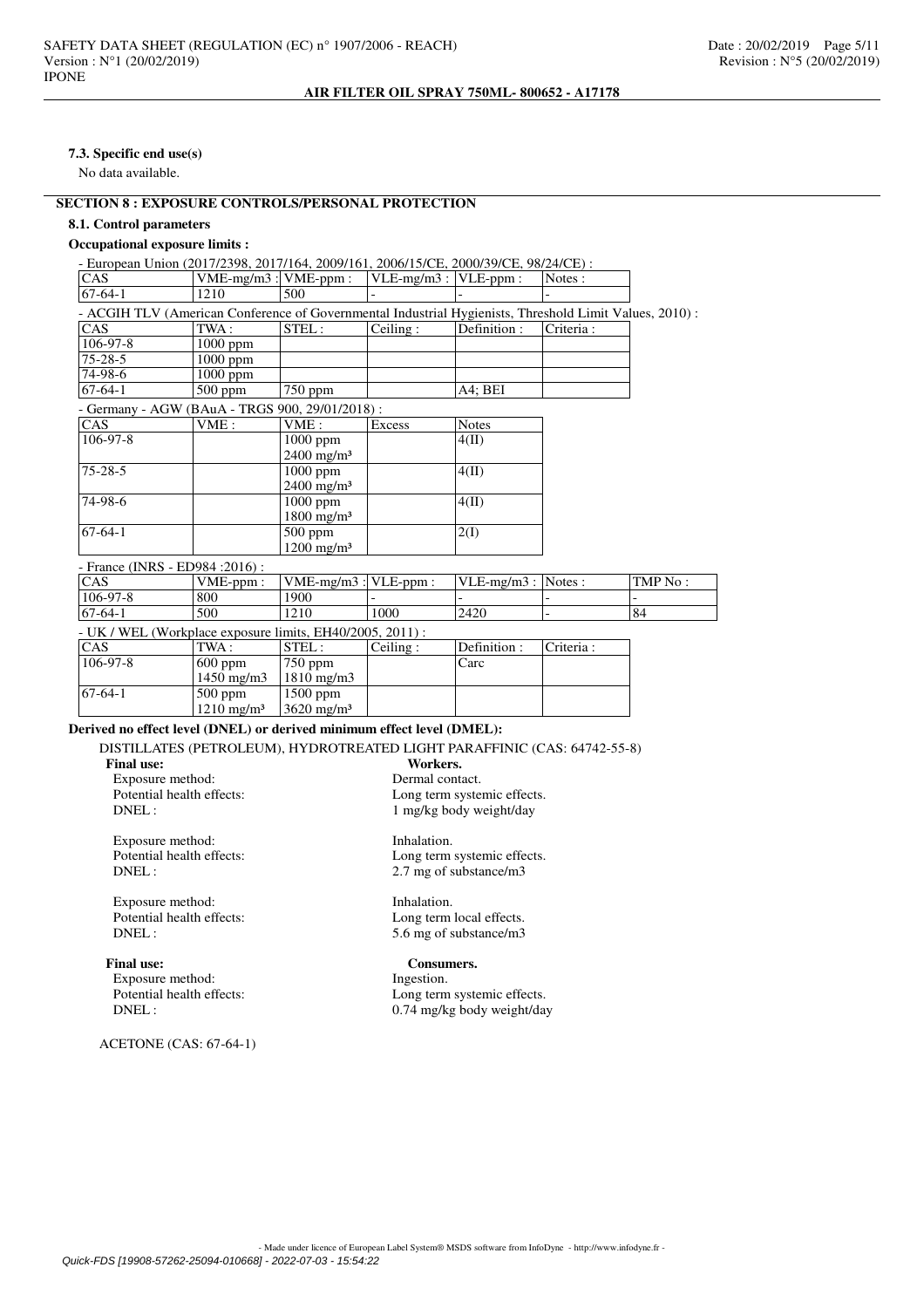#### 7.3. Specific end use(s)

No data available.

## SECTION 8 : EXPOSURE CONTROLS/PERSONAL PROTECTION

### 8.1. Control parameters

**Occupational exposure limits :**

- European Union (2017/2398, 2017/164, 2009/161, 2006/15/CE, 2000/39/CE, 98/24/CE) :

| CAS | VME-mg/m3 : | VME-ppm : | VLE-mg/m3 : | VLE-ppm : | Notes : |
|---|---|---|---|---|---|
| 67-64-1 | 1210 | 500 | - | - | - |

- ACGIH TLV (American Conference of Governmental Industrial Hygienists, Threshold Limit Values, 2010) :

| CAS | TWA : | STEL : | Ceiling : | Definition : | Criteria : |
|---|---|---|---|---|---|
| 106-97-8 | 1000 ppm | | | | |
| 75-28-5 | 1000 ppm | | | | |
| 74-98-6 | 1000 ppm | | | | |
| 67-64-1 | 500 ppm | 750 ppm | | A4; BEI | |

- Germany - AGW (BAuA - TRGS 900, 29/01/2018) :

| CAS | VME : | VME : | Excess | Notes |
|---|---|---|---|---|
| 106-97-8 | | 1000 ppm<br>2400 mg/m³ | | 4(II) |
| 75-28-5 | | 1000 ppm<br>2400 mg/m³ | | 4(II) |
| 74-98-6 | | 1000 ppm<br>1800 mg/m³ | | 4(II) |
| 67-64-1 | | 500 ppm<br>1200 mg/m³ | | 2(I) |

- France (INRS - ED984 :2016) :

| CAS | VME-ppm : | VME-mg/m3 : | VLE-ppm : | VLE-mg/m3 : | Notes : | TMP No : |
|---|---|---|---|---|---|---|
| 106-97-8 | 800 | 1900 | - | - | - | - |
| 67-64-1 | 500 | 1210 | 1000 | 2420 | - | 84 |

- UK / WEL (Workplace exposure limits, EH40/2005, 2011) :

| CAS | TWA : | STEL : | Ceiling : | Definition : | Criteria : |
|---|---|---|---|---|---|
| 106-97-8 | 600 ppm<br>1450 mg/m3 | 750 ppm<br>1810 mg/m3 | | Carc | |
| 67-64-1 | 500 ppm<br>1210 mg/m³ | 1500 ppm<br>3620 mg/m³ | | | |

**Derived no effect level (DNEL) or derived minimum effect level (DMEL):**

DISTILLATES (PETROLEUM), HYDROTREATED LIGHT PARAFFINIC (CAS: 64742-55-8)

**Final use:** **Workers.**

Exposure method: Dermal contact.
Potential health effects: Long term systemic effects.
DNEL : 1 mg/kg body weight/day

Exposure method: Inhalation.
Potential health effects: Long term systemic effects.
DNEL : 2.7 mg of substance/m3

Exposure method: Inhalation.
Potential health effects: Long term local effects.
DNEL : 5.6 mg of substance/m3

**Final use:** **Consumers.**

Exposure method: Ingestion.
Potential health effects: Long term systemic effects.
DNEL : 0.74 mg/kg body weight/day

ACETONE (CAS: 67-64-1)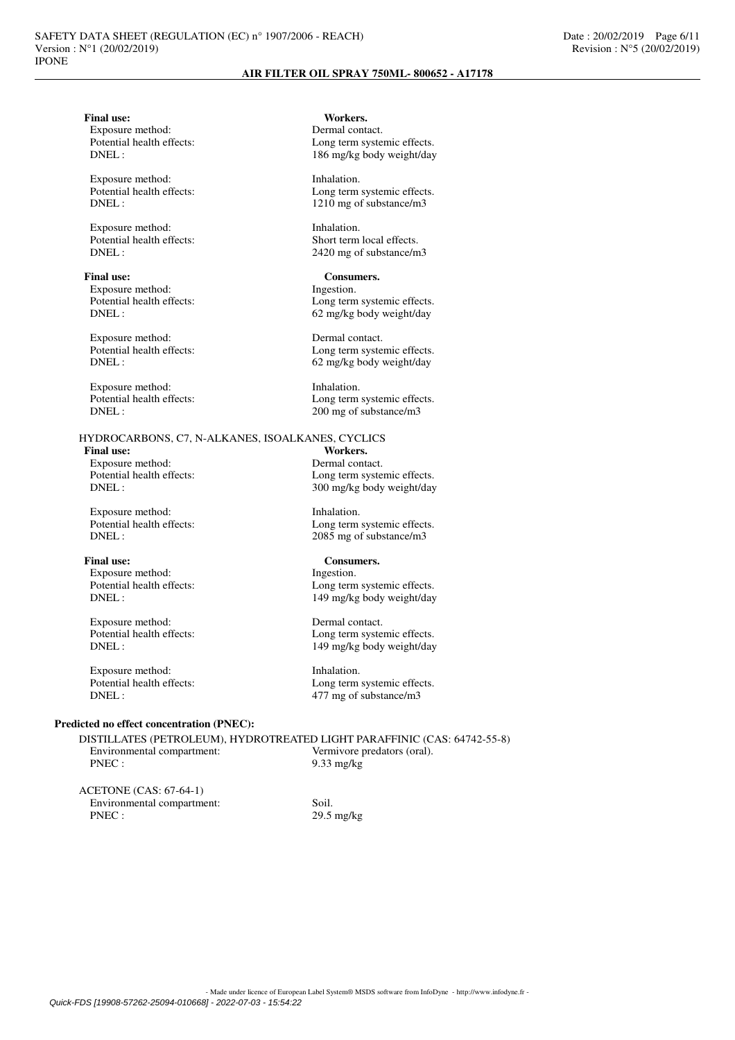**Final use:** **Workers.**

Exposure method: Dermal contact.
Potential health effects: Long term systemic effects.
DNEL : 186 mg/kg body weight/day

Exposure method: Inhalation.
Potential health effects: Long term systemic effects.
DNEL : 1210 mg of substance/m3

Exposure method: Inhalation.
Potential health effects: Short term local effects.
DNEL : 2420 mg of substance/m3

**Final use:** **Consumers.**

Exposure method: Ingestion.
Potential health effects: Long term systemic effects.
DNEL : 62 mg/kg body weight/day

Exposure method: Dermal contact.
Potential health effects: Long term systemic effects.
DNEL : 62 mg/kg body weight/day

Exposure method: Inhalation.
Potential health effects: Long term systemic effects.
DNEL : 200 mg of substance/m3

HYDROCARBONS, C7, N-ALKANES, ISOALKANES, CYCLICS

**Final use:** **Workers.**

Exposure method: Dermal contact.
Potential health effects: Long term systemic effects.
DNEL : 300 mg/kg body weight/day

Exposure method: Inhalation.
Potential health effects: Long term systemic effects.
DNEL : 2085 mg of substance/m3

**Final use:** **Consumers.**

Exposure method: Ingestion.
Potential health effects: Long term systemic effects.
DNEL : 149 mg/kg body weight/day

Exposure method: Dermal contact.
Potential health effects: Long term systemic effects.
DNEL : 149 mg/kg body weight/day

Exposure method: Inhalation.
Potential health effects: Long term systemic effects.
DNEL : 477 mg of substance/m3

**Predicted no effect concentration (PNEC):**

DISTILLATES (PETROLEUM), HYDROTREATED LIGHT PARAFFINIC (CAS: 64742-55-8)
Environmental compartment: Vermivore predators (oral).
PNEC : 9.33 mg/kg

ACETONE (CAS: 67-64-1)
Environmental compartment: Soil.
PNEC : 29.5 mg/kg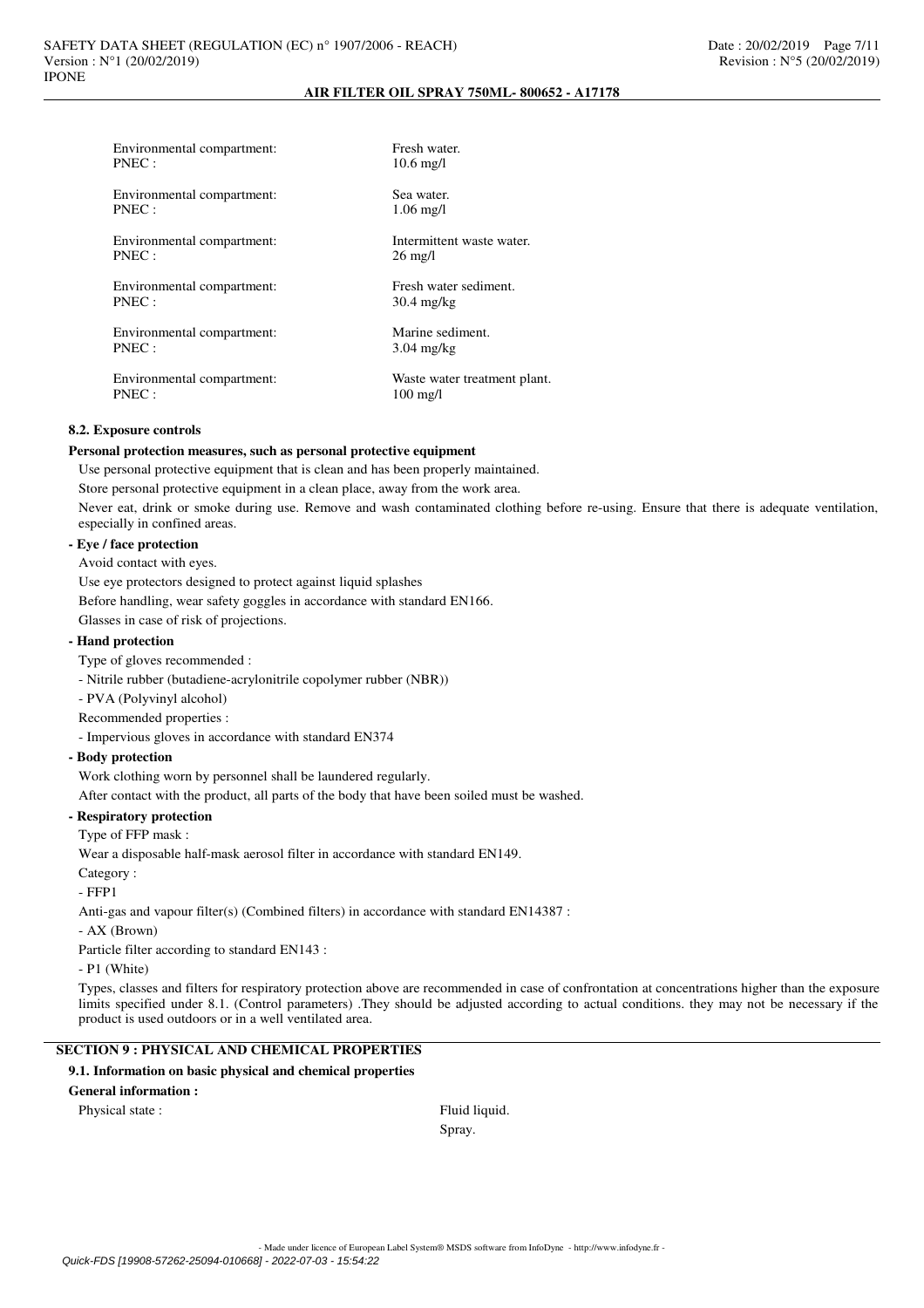Environmental compartment: Fresh water.
PNEC : 10.6 mg/l

Environmental compartment: Sea water.
PNEC : 1.06 mg/l

Environmental compartment: Intermittent waste water.
PNEC : 26 mg/l

Environmental compartment: Fresh water sediment.
PNEC : 30.4 mg/kg

Environmental compartment: Marine sediment.
PNEC : 3.04 mg/kg

Environmental compartment: Waste water treatment plant.
PNEC : 100 mg/l

### 8.2. Exposure controls

**Personal protection measures, such as personal protective equipment**

Use personal protective equipment that is clean and has been properly maintained.

Store personal protective equipment in a clean place, away from the work area.

Never eat, drink or smoke during use. Remove and wash contaminated clothing before re-using. Ensure that there is adequate ventilation, especially in confined areas.

**- Eye / face protection**

Avoid contact with eyes.

Use eye protectors designed to protect against liquid splashes

Before handling, wear safety goggles in accordance with standard EN166.

Glasses in case of risk of projections.

**- Hand protection**

Type of gloves recommended :

- Nitrile rubber (butadiene-acrylonitrile copolymer rubber (NBR))
- PVA (Polyvinyl alcohol)

Recommended properties :

- Impervious gloves in accordance with standard EN374

**- Body protection**

Work clothing worn by personnel shall be laundered regularly.

After contact with the product, all parts of the body that have been soiled must be washed.

**- Respiratory protection**

Type of FFP mask :

Wear a disposable half-mask aerosol filter in accordance with standard EN149.

Category :

- FFP1

Anti-gas and vapour filter(s) (Combined filters) in accordance with standard EN14387 :

- AX (Brown)

Particle filter according to standard EN143 :

- P1 (White)

Types, classes and filters for respiratory protection above are recommended in case of confrontation at concentrations higher than the exposure limits specified under 8.1. (Control parameters) .They should be adjusted according to actual conditions. they may not be necessary if the product is used outdoors or in a well ventilated area.

## SECTION 9 : PHYSICAL AND CHEMICAL PROPERTIES

### 9.1. Information on basic physical and chemical properties

**General information :**

Physical state : Fluid liquid.
Spray.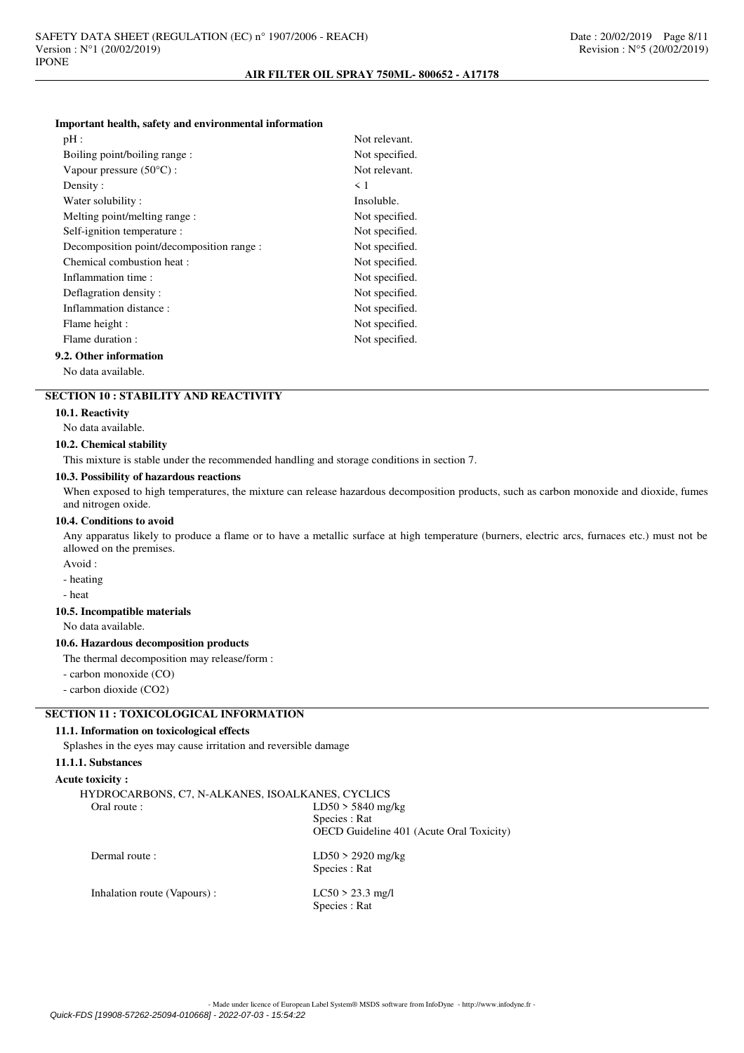**Important health, safety and environmental information**

| | |
|---|---|
| pH : | Not relevant. |
| Boiling point/boiling range : | Not specified. |
| Vapour pressure (50°C) : | Not relevant. |
| Density : | < 1 |
| Water solubility : | Insoluble. |
| Melting point/melting range : | Not specified. |
| Self-ignition temperature : | Not specified. |
| Decomposition point/decomposition range : | Not specified. |
| Chemical combustion heat : | Not specified. |
| Inflammation time : | Not specified. |
| Deflagration density : | Not specified. |
| Inflammation distance : | Not specified. |
| Flame height : | Not specified. |
| Flame duration : | Not specified. |

### 9.2. Other information

No data available.

## SECTION 10 : STABILITY AND REACTIVITY

### 10.1. Reactivity

No data available.

### 10.2. Chemical stability

This mixture is stable under the recommended handling and storage conditions in section 7.

### 10.3. Possibility of hazardous reactions

When exposed to high temperatures, the mixture can release hazardous decomposition products, such as carbon monoxide and dioxide, fumes and nitrogen oxide.

### 10.4. Conditions to avoid

Any apparatus likely to produce a flame or to have a metallic surface at high temperature (burners, electric arcs, furnaces etc.) must not be allowed on the premises.

Avoid :

- heating
- heat

### 10.5. Incompatible materials

No data available.

### 10.6. Hazardous decomposition products

The thermal decomposition may release/form :

- carbon monoxide (CO)
- carbon dioxide ($CO_2$)

## SECTION 11 : TOXICOLOGICAL INFORMATION

### 11.1. Information on toxicological effects

Splashes in the eyes may cause irritation and reversible damage

#### 11.1.1. Substances

**Acute toxicity :**

HYDROCARBONS, C7, N-ALKANES, ISOALKANES, CYCLICS

| | |
|---|---|
| Oral route : | LD50 > 5840 mg/kg<br>Species : Rat<br>OECD Guideline 401 (Acute Oral Toxicity) |
| Dermal route : | LD50 > 2920 mg/kg<br>Species : Rat |
| Inhalation route (Vapours) : | LC50 > 23.3 mg/l<br>Species : Rat |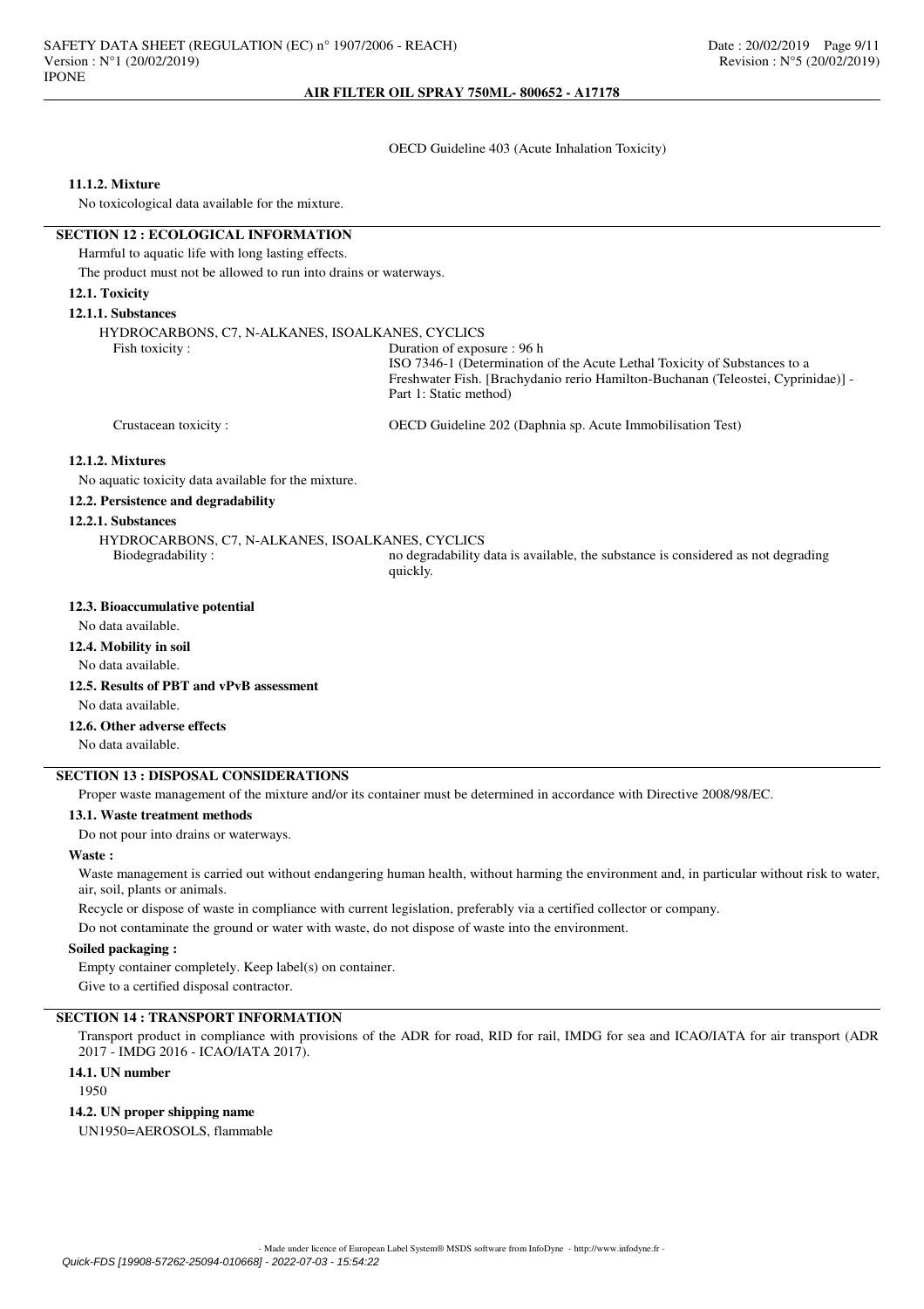OECD Guideline 403 (Acute Inhalation Toxicity)

#### 11.1.2. Mixture

No toxicological data available for the mixture.

## SECTION 12 : ECOLOGICAL INFORMATION

Harmful to aquatic life with long lasting effects.

The product must not be allowed to run into drains or waterways.

### 12.1. Toxicity

#### 12.1.1. Substances

HYDROCARBONS, C7, N-ALKANES, ISOALKANES, CYCLICS

| | |
|---|---|
| Fish toxicity : | Duration of exposure : 96 h<br>ISO 7346-1 (Determination of the Acute Lethal Toxicity of Substances to a Freshwater Fish. [Brachydanio rerio Hamilton-Buchanan (Teleostei, Cyprinidae)] - Part 1: Static method) |
| Crustacean toxicity : | OECD Guideline 202 (Daphnia sp. Acute Immobilisation Test) |

#### 12.1.2. Mixtures

No aquatic toxicity data available for the mixture.

### 12.2. Persistence and degradability

#### 12.2.1. Substances

HYDROCARBONS, C7, N-ALKANES, ISOALKANES, CYCLICS

| | |
|---|---|
| Biodegradability : | no degradability data is available, the substance is considered as not degrading quickly. |

### 12.3. Bioaccumulative potential

No data available.

### 12.4. Mobility in soil

No data available.

### 12.5. Results of PBT and vPvB assessment

No data available.

### 12.6. Other adverse effects

No data available.

## SECTION 13 : DISPOSAL CONSIDERATIONS

Proper waste management of the mixture and/or its container must be determined in accordance with Directive 2008/98/EC.

### 13.1. Waste treatment methods

Do not pour into drains or waterways.

**Waste :**

Waste management is carried out without endangering human health, without harming the environment and, in particular without risk to water, air, soil, plants or animals.

Recycle or dispose of waste in compliance with current legislation, preferably via a certified collector or company.

Do not contaminate the ground or water with waste, do not dispose of waste into the environment.

**Soiled packaging :**

Empty container completely. Keep label(s) on container.

Give to a certified disposal contractor.

## SECTION 14 : TRANSPORT INFORMATION

Transport product in compliance with provisions of the ADR for road, RID for rail, IMDG for sea and ICAO/IATA for air transport (ADR 2017 - IMDG 2016 - ICAO/IATA 2017).

### 14.1. UN number

1950

### 14.2. UN proper shipping name

UN1950=AEROSOLS, flammable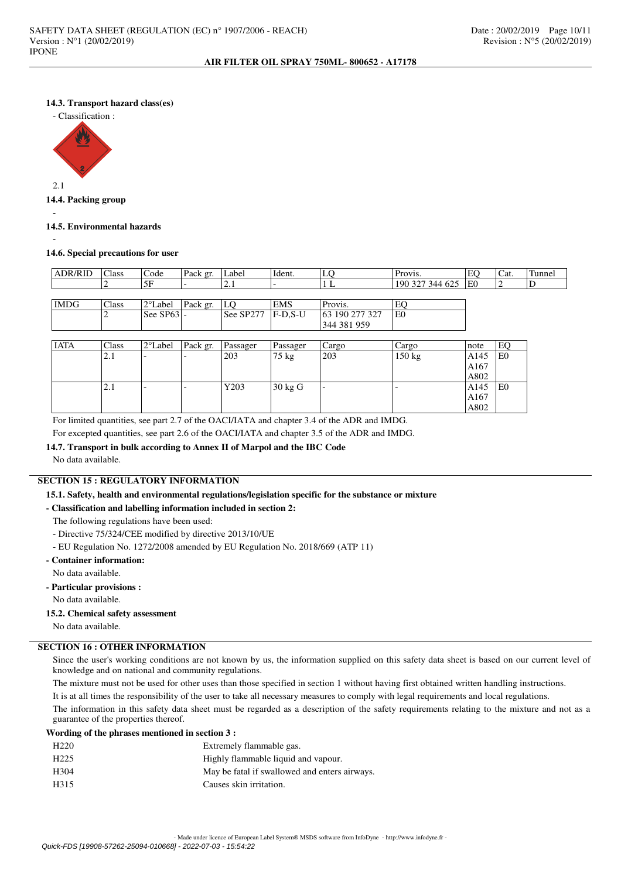#### 14.3. Transport hazard class(es)

- Classification :

2.1

#### 14.4. Packing group

-

#### 14.5. Environmental hazards

-

#### 14.6. Special precautions for user

| ADR/RID | Class | Code | Pack gr. | Label | Ident. | LQ | Provis. | EQ | Cat. | Tunnel |
|---|---|---|---|---|---|---|---|---|---|---|
| | 2 | 5F | - | 2.1 | - | 1 L | 190 327 344 625 | E0 | 2 | D |

| IMDG | Class | 2°Label | Pack gr. | LQ | EMS | Provis. | EQ |
|---|---|---|---|---|---|---|---|
| | 2 | See SP63 | - | See SP277 | F-D,S-U | 63 190 277 327 344 381 959 | E0 |

| IATA | Class | 2°Label | Pack gr. | Passager | Passager | Cargo | Cargo | note | EQ |
|---|---|---|---|---|---|---|---|---|---|
| | 2.1 | - | - | 203 | 75 kg | 203 | 150 kg | A145 A167 A802 | E0 |
| | 2.1 | - | - | Y203 | 30 kg G | - | - | A145 A167 A802 | E0 |

For limited quantities, see part 2.7 of the OACI/IATA and chapter 3.4 of the ADR and IMDG.

For excepted quantities, see part 2.6 of the OACI/IATA and chapter 3.5 of the ADR and IMDG.

#### 14.7. Transport in bulk according to Annex II of Marpol and the IBC Code

No data available.

## SECTION 15 : REGULATORY INFORMATION

#### 15.1. Safety, health and environmental regulations/legislation specific for the substance or mixture

**- Classification and labelling information included in section 2:**

The following regulations have been used:

- Directive 75/324/CEE modified by directive 2013/10/UE
- EU Regulation No. 1272/2008 amended by EU Regulation No. 2018/669 (ATP 11)

**- Container information:**

No data available.

**- Particular provisions :**

No data available.

#### 15.2. Chemical safety assessment

No data available.

## SECTION 16 : OTHER INFORMATION

Since the user's working conditions are not known by us, the information supplied on this safety data sheet is based on our current level of knowledge and on national and community regulations.

The mixture must not be used for other uses than those specified in section 1 without having first obtained written handling instructions.

It is at all times the responsibility of the user to take all necessary measures to comply with legal requirements and local regulations.

The information in this safety data sheet must be regarded as a description of the safety requirements relating to the mixture and not as a guarantee of the properties thereof.

**Wording of the phrases mentioned in section 3 :**

| | |
|---|---|
| H220 | Extremely flammable gas. |
| H225 | Highly flammable liquid and vapour. |
| H304 | May be fatal if swallowed and enters airways. |
| H315 | Causes skin irritation. |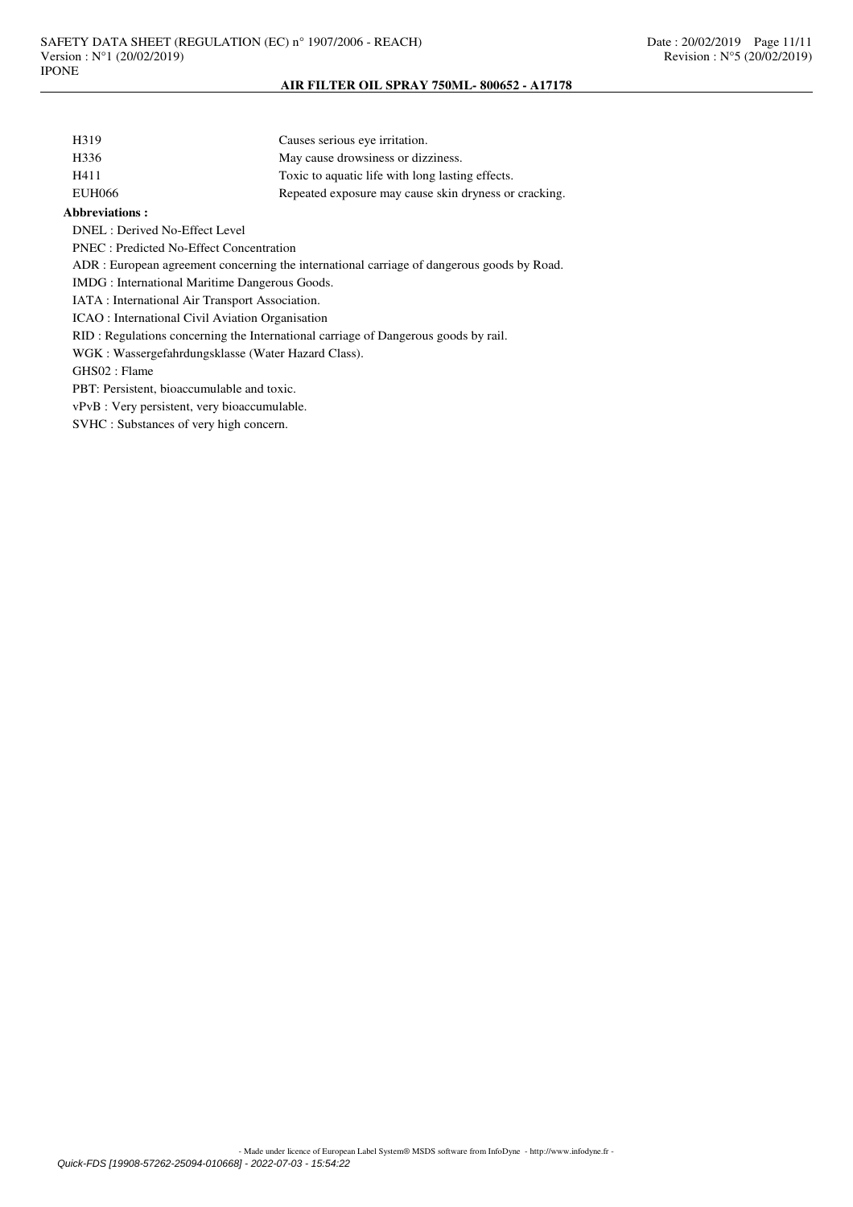| | |
|---|---|
| H319 | Causes serious eye irritation. |
| H336 | May cause drowsiness or dizziness. |
| H411 | Toxic to aquatic life with long lasting effects. |
| EUH066 | Repeated exposure may cause skin dryness or cracking. |

**Abbreviations :**

DNEL : Derived No-Effect Level

PNEC : Predicted No-Effect Concentration

ADR : European agreement concerning the international carriage of dangerous goods by Road.

IMDG : International Maritime Dangerous Goods.

IATA : International Air Transport Association.

ICAO : International Civil Aviation Organisation

RID : Regulations concerning the International carriage of Dangerous goods by rail.

WGK : Wassergefahrdungsklasse (Water Hazard Class).

GHS02 : Flame

PBT: Persistent, bioaccumulable and toxic.

vPvB : Very persistent, very bioaccumulable.

SVHC : Substances of very high concern.